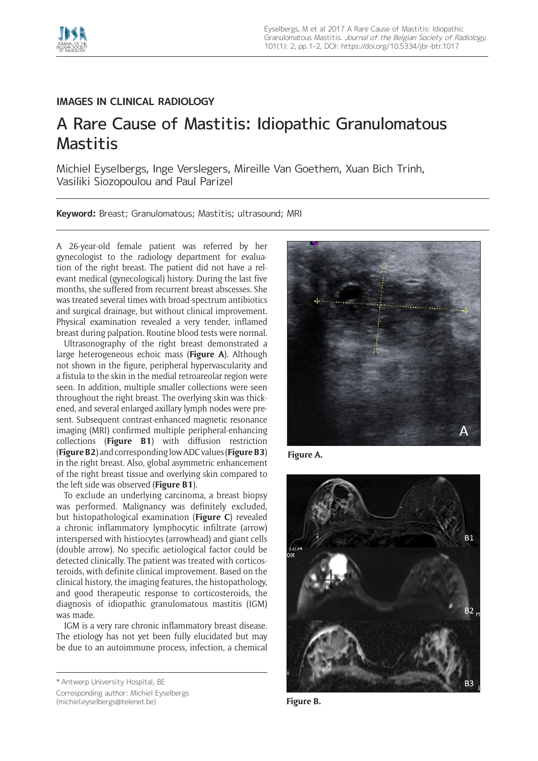IMAGES IN CLINICAL RADIOLOGY

# A Rare Cause of Mastitis: Idiopathic Granulomatous Mastitis

Michiel Eyselbergs, Inge Verslegers, Mireille Van Goethem, Xuan Bich Trinh, Vasiliki Siozopoulou and Paul Parizel

**Keyword:** Breast; Granulomatous; Mastitis; ultrasound; MRI

A 26-year-old female patient was referred by her gynecologist to the radiology department for evaluation of the right breast. The patient did not have a relevant medical (gynecological) history. During the last five months, she suffered from recurrent breast abscesses. She was treated several times with broad-spectrum antibiotics and surgical drainage, but without clinical improvement. Physical examination revealed a very tender, inflamed breast during palpation. Routine blood tests were normal.

Ultrasonography of the right breast demonstrated a large heterogeneous echoic mass (**Figure A**). Although not shown in the figure, peripheral hypervascularity and a fistula to the skin in the medial retroareolar region were seen. In addition, multiple smaller collections were seen throughout the right breast. The overlying skin was thickened, and several enlarged axillary lymph nodes were present. Subsequent contrast-enhanced magnetic resonance imaging (MRI) confirmed multiple peripheral-enhancing collections (**Figure B1**) with diffusion restriction (**Figure B2**) and corresponding low ADC values (**Figure B3**) in the right breast. Also, global asymmetric enhancement of the right breast tissue and overlying skin compared to the left side was observed (**Figure B1**).

To exclude an underlying carcinoma, a breast biopsy was performed. Malignancy was definitely excluded, but histopathological examination (**Figure C**) revealed a chronic inflammatory lymphocytic infiltrate (arrow) interspersed with histiocytes (arrowhead) and giant cells (double arrow). No specific aetiological factor could be detected clinically. The patient was treated with corticosteroids, with definite clinical improvement. Based on the clinical history, the imaging features, the histopathology, and good therapeutic response to corticosteroids, the diagnosis of idiopathic granulomatous mastitis (IGM) was made.

IGM is a very rare chronic inflammatory breast disease. The etiology has not yet been fully elucidated but may be due to an autoimmune process, infection, a chemical

**Figure A.**

**Figure B.**

\* Antwerp University Hospital, BE

Corresponding author: Michiel Eyselbergs (michiel.eyselbergs@telenet.be)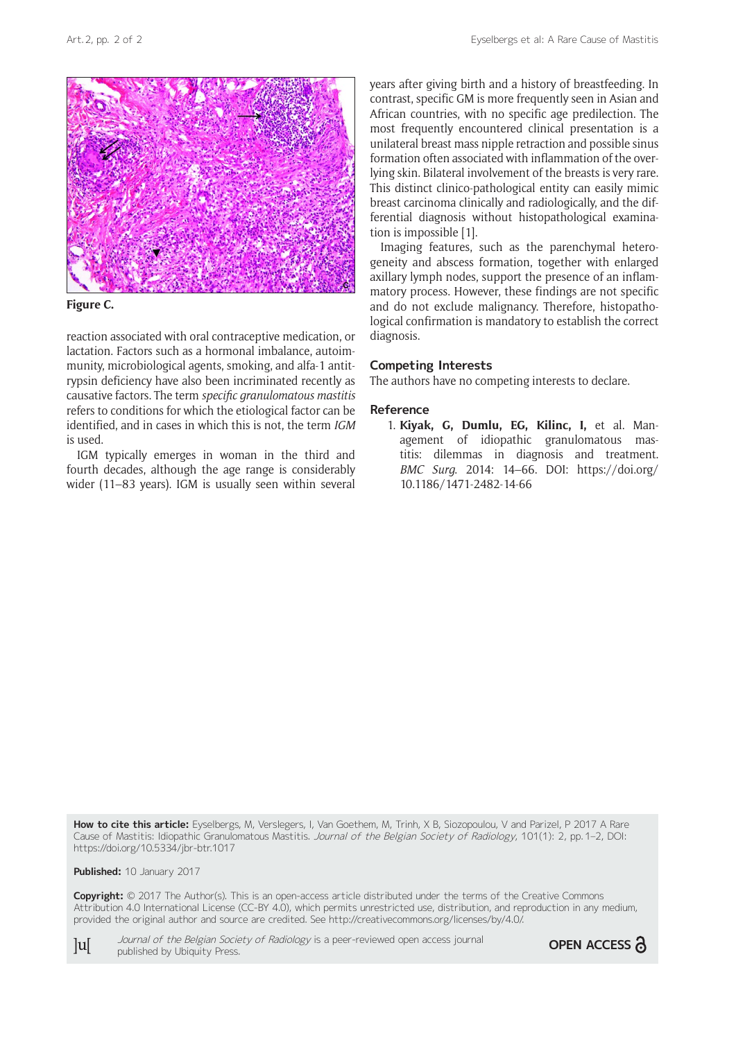Figure C.

reaction associated with oral contraceptive medication, or lactation. Factors such as a hormonal imbalance, autoimmunity, microbiological agents, smoking, and alfa-1 antitrypsin deficiency have also been incriminated recently as causative factors. The term *specific granulomatous mastitis* refers to conditions for which the etiological factor can be identified, and in cases in which this is not, the term *IGM* is used.

IGM typically emerges in woman in the third and fourth decades, although the age range is considerably wider (11–83 years). IGM is usually seen within several years after giving birth and a history of breastfeeding. In contrast, specific GM is more frequently seen in Asian and African countries, with no specific age predilection. The most frequently encountered clinical presentation is a unilateral breast mass nipple retraction and possible sinus formation often associated with inflammation of the overlying skin. Bilateral involvement of the breasts is very rare. This distinct clinico-pathological entity can easily mimic breast carcinoma clinically and radiologically, and the differential diagnosis without histopathological examination is impossible [1].

Imaging features, such as the parenchymal heterogeneity and abscess formation, together with enlarged axillary lymph nodes, support the presence of an inflammatory process. However, these findings are not specific and do not exclude malignancy. Therefore, histopathological confirmation is mandatory to establish the correct diagnosis.

## Competing Interests

The authors have no competing interests to declare.

## Reference

1. **Kiyak, G, Dumlu, EG, Kilinc, I,** et al. Management of idiopathic granulomatous mastitis: dilemmas in diagnosis and treatment. *BMC Surg*. 2014: 14–66. DOI: https://doi.org/10.1186/1471-2482-14-66

**How to cite this article:** Eyselbergs, M, Verslegers, I, Van Goethem, M, Trinh, X B, Siozopoulou, V and Parizel, P 2017 A Rare Cause of Mastitis: Idiopathic Granulomatous Mastitis. *Journal of the Belgian Society of Radiology*, 101(1): 2, pp. 1–2, DOI: https://doi.org/10.5334/jbr-btr.1017

**Published:** 10 January 2017

**Copyright:** © 2017 The Author(s). This is an open-access article distributed under the terms of the Creative Commons Attribution 4.0 International License (CC-BY 4.0), which permits unrestricted use, distribution, and reproduction in any medium, provided the original author and source are credited. See http://creativecommons.org/licenses/by/4.0/.

*Journal of the Belgian Society of Radiology* is a peer-reviewed open access journal published by Ubiquity Press.

OPEN ACCESS